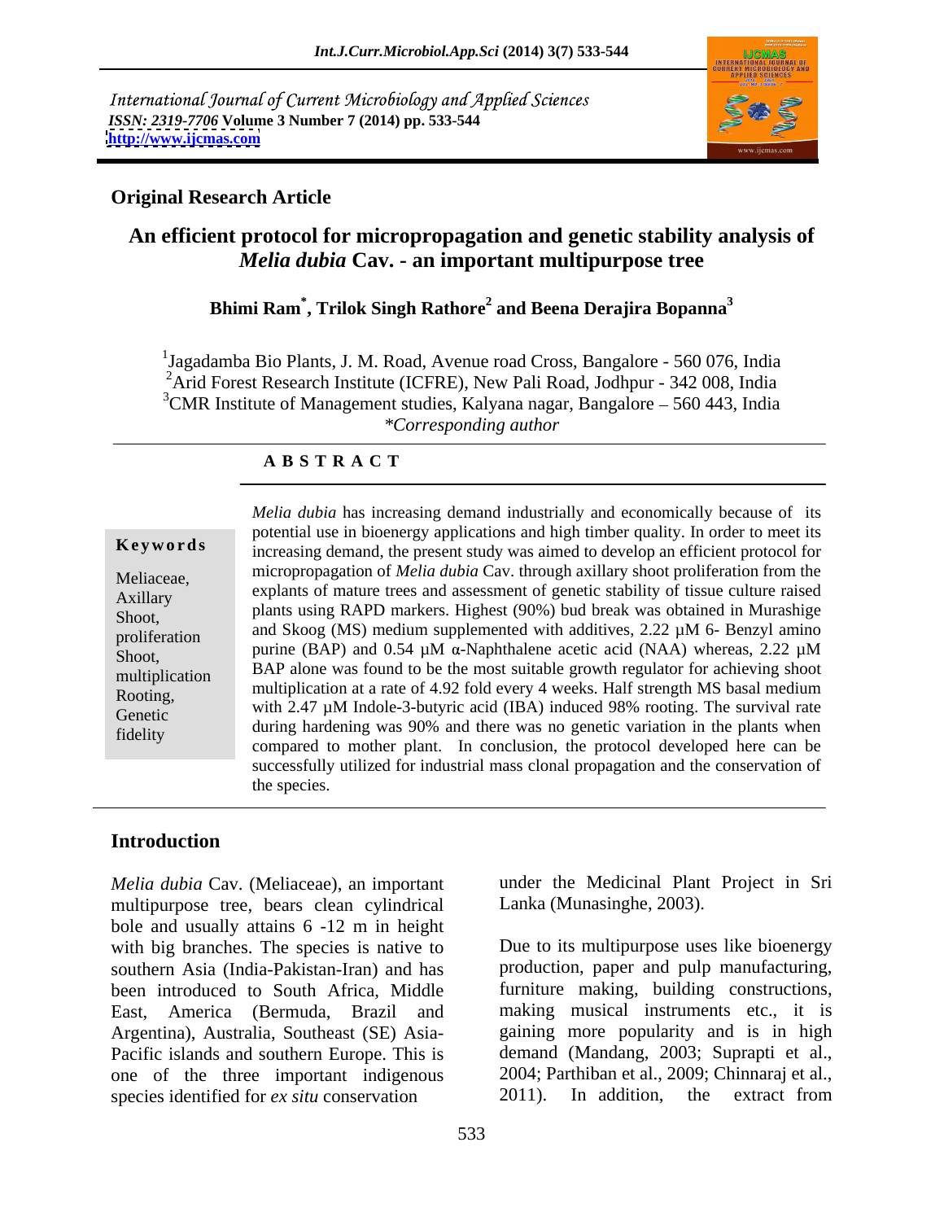International Journal of Current Microbiology and Applied Sciences
*ISSN: 2319-7706* **Volume 3 Number 7 (2014) pp. 533-544**
**http://www.ijcmas.com**

**Original Research Article**

# An efficient protocol for micropropagation and genetic stability analysis of *Melia dubia* Cav. - an important multipurpose tree

**Bhimi Ram[*], Trilok Singh Rathore[2] and Beena Derajira Bopanna[3]**

[1]Jagadamba Bio Plants, J. M. Road, Avenue road Cross, Bangalore - 560 076, India
[2]Arid Forest Research Institute (ICFRE), New Pali Road, Jodhpur - 342 008, India
[3]CMR Institute of Management studies, Kalyana nagar, Bangalore – 560 443, India
*\*Corresponding author*

## ABSTRACT

**Keywords**

Meliaceae, Axillary Shoot, proliferation Shoot, multiplication Rooting, Genetic fidelity

*Melia dubia* has increasing demand industrially and economically because of its potential use in bioenergy applications and high timber quality. In order to meet its increasing demand, the present study was aimed to develop an efficient protocol for micropropagation of *Melia dubia* Cav. through axillary shoot proliferation from the explants of mature trees and assessment of genetic stability of tissue culture raised plants using RAPD markers. Highest (90%) bud break was obtained in Murashige and Skoog (MS) medium supplemented with additives, 2.22 µM 6- Benzyl amino purine (BAP) and 0.54 µM α-Naphthalene acetic acid (NAA) whereas, 2.22 µM BAP alone was found to be the most suitable growth regulator for achieving shoot multiplication at a rate of 4.92 fold every 4 weeks. Half strength MS basal medium with 2.47 µM Indole-3-butyric acid (IBA) induced 98% rooting. The survival rate during hardening was 90% and there was no genetic variation in the plants when compared to mother plant. In conclusion, the protocol developed here can be successfully utilized for industrial mass clonal propagation and the conservation of the species.

## Introduction

*Melia dubia* Cav. (Meliaceae), an important multipurpose tree, bears clean cylindrical bole and usually attains 6 -12 m in height with big branches. The species is native to southern Asia (India-Pakistan-Iran) and has been introduced to South Africa, Middle East, America (Bermuda, Brazil and Argentina), Australia, Southeast (SE) Asia-Pacific islands and southern Europe. This is one of the three important indigenous species identified for *ex situ* conservation under the Medicinal Plant Project in Sri Lanka (Munasinghe, 2003).

Due to its multipurpose uses like bioenergy production, paper and pulp manufacturing, furniture making, building constructions, making musical instruments etc., it is gaining more popularity and is in high demand (Mandang, 2003; Suprapti et al., 2004; Parthiban et al., 2009; Chinnaraj et al., 2011). In addition, the extract from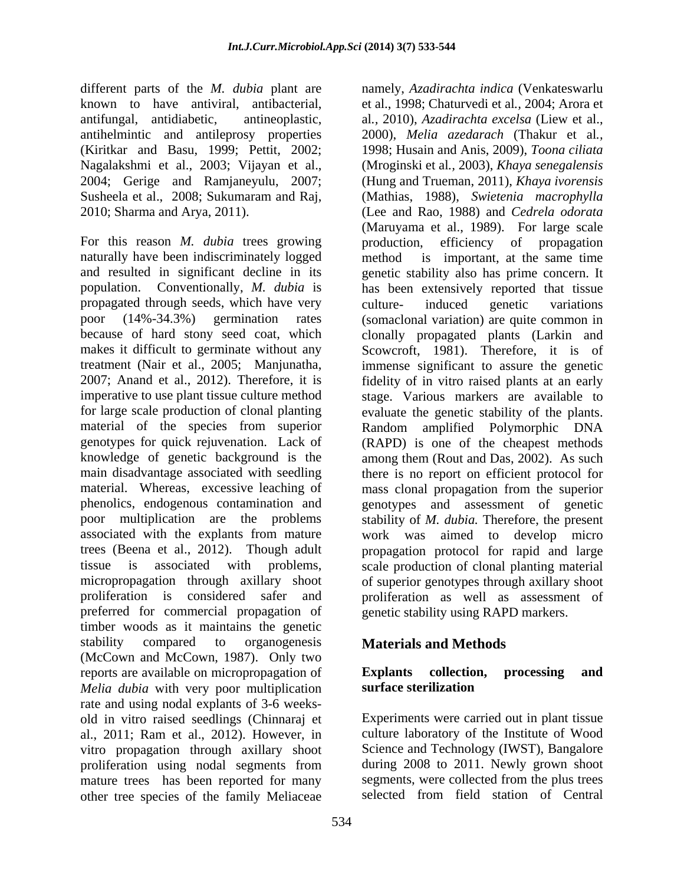different parts of the *M. dubia* plant are known to have antiviral, antibacterial, antifungal, antidiabetic, antineoplastic, antihelmintic and antileprosy properties (Kiritkar and Basu, 1999; Pettit, 2002; Nagalakshmi et al., 2003; Vijayan et al., 2004; Gerige and Ramjaneyulu, 2007; Susheela et al., 2008; Sukumaram and Raj, 2010; Sharma and Arya, 2011).

For this reason *M. dubia* trees growing naturally have been indiscriminately logged and resulted in significant decline in its population. Conventionally, *M. dubia* is propagated through seeds, which have very poor (14%-34.3%) germination rates because of hard stony seed coat, which makes it difficult to germinate without any treatment (Nair et al., 2005; Manjunatha, 2007; Anand et al., 2012). Therefore, it is imperative to use plant tissue culture method for large scale production of clonal planting material of the species from superior genotypes for quick rejuvenation. Lack of knowledge of genetic background is the main disadvantage associated with seedling material. Whereas, excessive leaching of phenolics, endogenous contamination and poor multiplication are the problems associated with the explants from mature trees (Beena et al., 2012). Though adult tissue is associated with problems, micropropagation through axillary shoot proliferation is considered safer and preferred for commercial propagation of timber woods as it maintains the genetic stability compared to organogenesis (McCown and McCown, 1987). Only two reports are available on micropropagation of *Melia dubia* with very poor multiplication rate and using nodal explants of 3-6 weeks-old in vitro raised seedlings (Chinnaraj et al., 2011; Ram et al., 2012). However, in vitro propagation through axillary shoot proliferation using nodal segments from mature trees has been reported for many other tree species of the family Meliaceae namely, *Azadirachta indica* (Venkateswarlu et al., 1998; Chaturvedi et al*.*, 2004; Arora et al*.*, 2010), *Azadirachta excelsa* (Liew et al., 2000), *Melia azedarach* (Thakur et al., 1998; Husain and Anis, 2009), *Toona ciliata* (Mroginski et al*.*, 2003), *Khaya senegalensis* (Hung and Trueman, 2011), *Khaya ivorensis* (Mathias, 1988), *Swietenia macrophylla* (Lee and Rao, 1988) and *Cedrela odorata* (Maruyama et al., 1989). For large scale production, efficiency of propagation method is important, at the same time genetic stability also has prime concern. It has been extensively reported that tissue culture- induced genetic variations (somaclonal variation) are quite common in clonally propagated plants (Larkin and Scowcroft, 1981). Therefore, it is of immense significant to assure the genetic fidelity of in vitro raised plants at an early stage. Various markers are available to evaluate the genetic stability of the plants. Random amplified Polymorphic DNA (RAPD) is one of the cheapest methods among them (Rout and Das, 2002). As such there is no report on efficient protocol for mass clonal propagation from the superior genotypes and assessment of genetic stability of *M. dubia.* Therefore, the present work was aimed to develop micro propagation protocol for rapid and large scale production of clonal planting material of superior genotypes through axillary shoot proliferation as well as assessment of genetic stability using RAPD markers.

## Materials and Methods

### Explants collection, processing and surface sterilization

Experiments were carried out in plant tissue culture laboratory of the Institute of Wood Science and Technology (IWST), Bangalore during 2008 to 2011. Newly grown shoot segments, were collected from the plus trees selected from field station of Central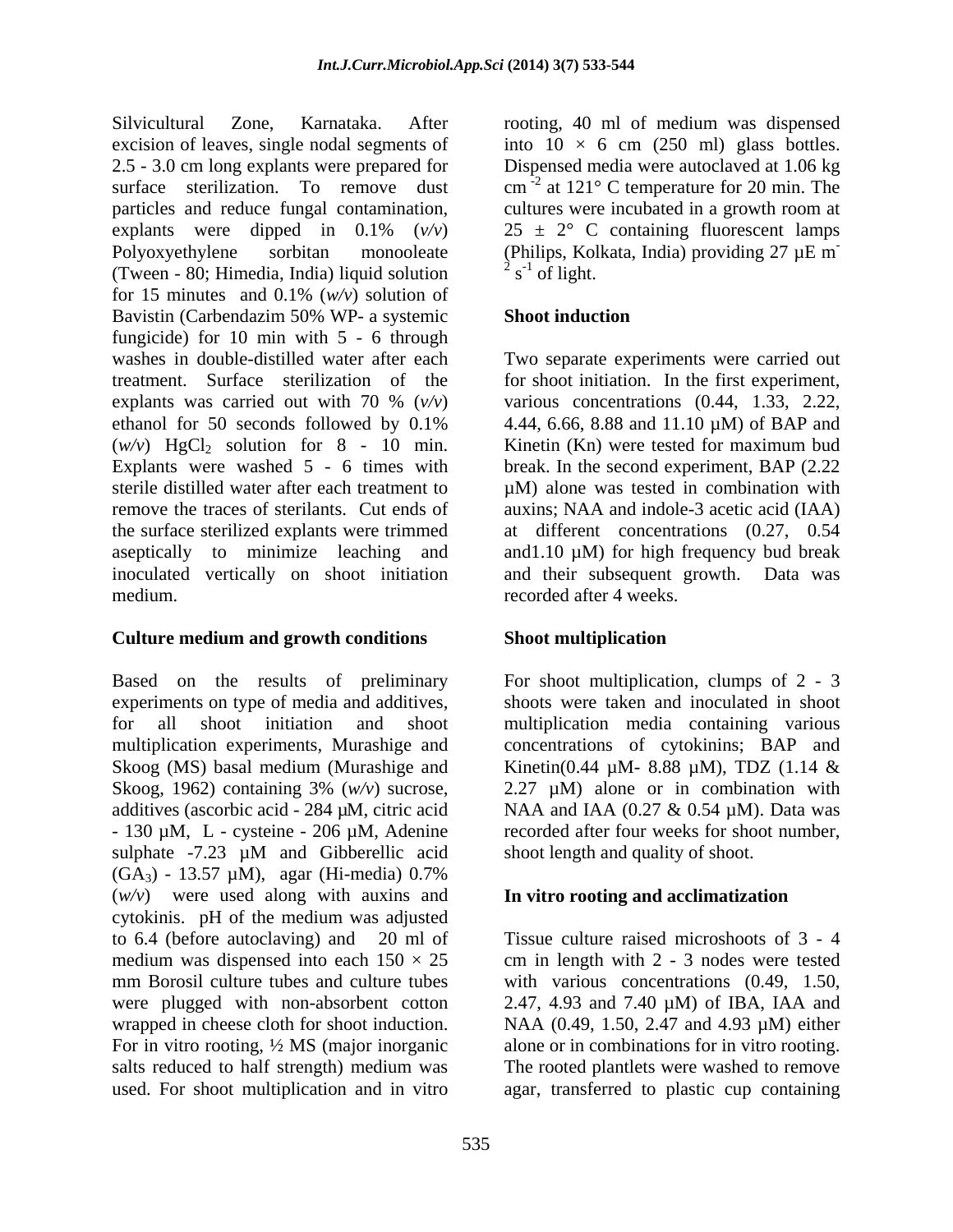Silvicultural Zone, Karnataka. After excision of leaves, single nodal segments of 2.5 - 3.0 cm long explants were prepared for surface sterilization. To remove dust particles and reduce fungal contamination, explants were dipped in 0.1% (*v/v*) Polyoxyethylene sorbitan monooleate (Tween - 80; Himedia, India) liquid solution for 15 minutes and 0.1% (*w/v*) solution of Bavistin (Carbendazim 50% WP- a systemic fungicide) for 10 min with 5 - 6 through washes in double-distilled water after each treatment. Surface sterilization of the explants was carried out with 70 % (*v/v*) ethanol for 50 seconds followed by 0.1% (*w/v*) $HgCl_2$ solution for 8 - 10 min. Explants were washed 5 - 6 times with sterile distilled water after each treatment to remove the traces of sterilants. Cut ends of the surface sterilized explants were trimmed aseptically to minimize leaching and inoculated vertically on shoot initiation medium.

### Culture medium and growth conditions

Based on the results of preliminary experiments on type of media and additives, for all shoot initiation and shoot multiplication experiments, Murashige and Skoog (MS) basal medium (Murashige and Skoog, 1962) containing 3% (*w/v*) sucrose, additives (ascorbic acid - 284 µM, citric acid - 130 µM, L - cysteine - 206 µM, Adenine sulphate -7.23 µM and Gibberellic acid ($GA_3$) - 13.57 µM), agar (Hi-media) 0.7% (*w/v*) were used along with auxins and cytokinis. pH of the medium was adjusted to 6.4 (before autoclaving) and 20 ml of medium was dispensed into each 150 × 25 mm Borosil culture tubes and culture tubes were plugged with non-absorbent cotton wrapped in cheese cloth for shoot induction. For in vitro rooting, ½ MS (major inorganic salts reduced to half strength) medium was used. For shoot multiplication and in vitro rooting, 40 ml of medium was dispensed into 10 × 6 cm (250 ml) glass bottles. Dispensed media were autoclaved at 1.06 kg $cm^{-2}$ at 121° C temperature for 20 min. The cultures were incubated in a growth room at 25 ± 2° C containing fluorescent lamps (Philips, Kolkata, India) providing 27 µE $m^{-2}$ $s^{-1}$ of light.

### Shoot induction

Two separate experiments were carried out for shoot initiation. In the first experiment, various concentrations (0.44, 1.33, 2.22, 4.44, 6.66, 8.88 and 11.10 µM) of BAP and Kinetin (Kn) were tested for maximum bud break. In the second experiment, BAP (2.22 µM) alone was tested in combination with auxins; NAA and indole-3 acetic acid (IAA) at different concentrations (0.27, 0.54 and1.10 µM) for high frequency bud break and their subsequent growth. Data was recorded after 4 weeks.

### Shoot multiplication

For shoot multiplication, clumps of 2 - 3 shoots were taken and inoculated in shoot multiplication media containing various concentrations of cytokinins; BAP and Kinetin(0.44 µM- 8.88 µM), TDZ (1.14 & 2.27 µM) alone or in combination with NAA and IAA (0.27 & 0.54 µM). Data was recorded after four weeks for shoot number, shoot length and quality of shoot.

### In vitro rooting and acclimatization

Tissue culture raised microshoots of 3 - 4 cm in length with 2 - 3 nodes were tested with various concentrations (0.49, 1.50, 2.47, 4.93 and 7.40 µM) of IBA, IAA and NAA (0.49, 1.50, 2.47 and 4.93 µM) either alone or in combinations for in vitro rooting. The rooted plantlets were washed to remove agar, transferred to plastic cup containing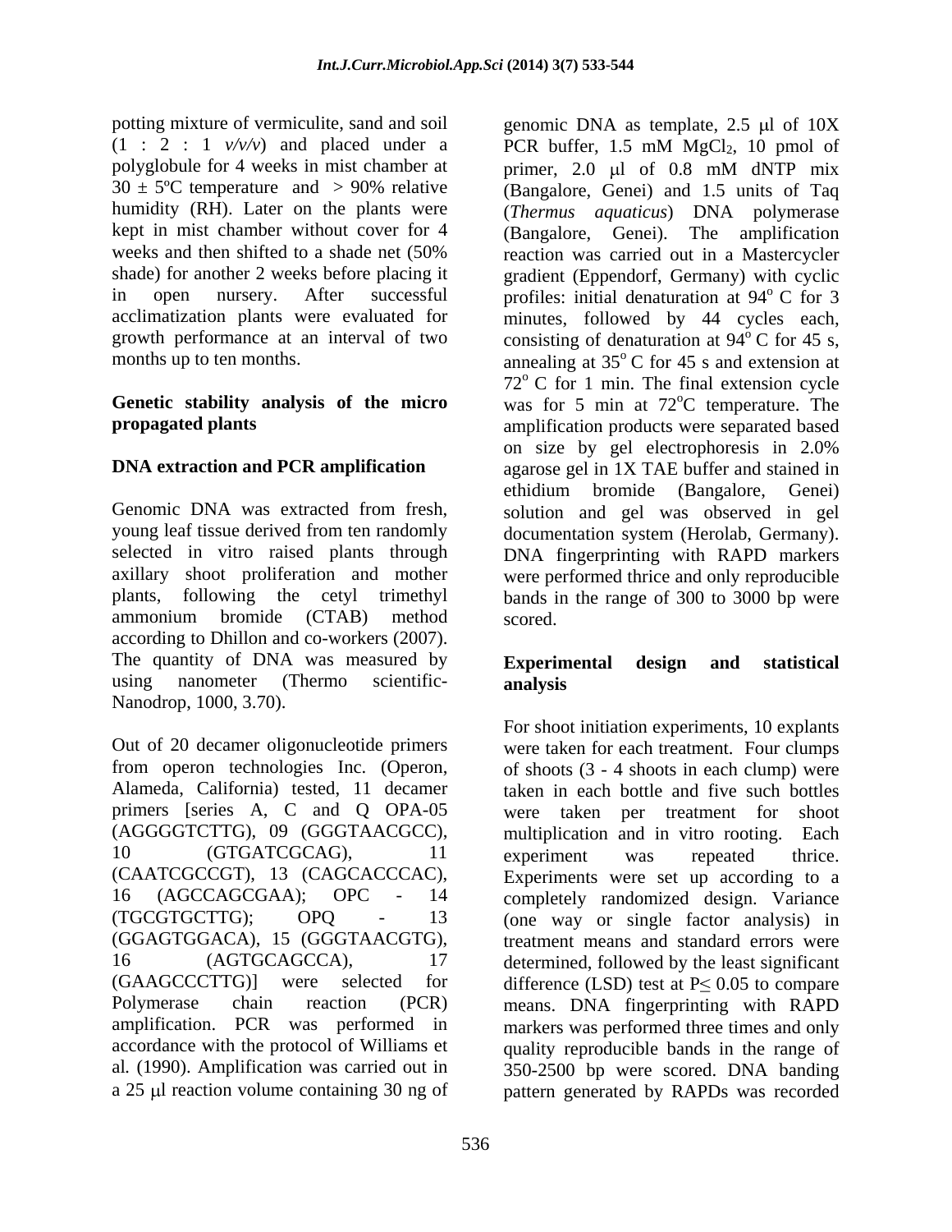potting mixture of vermiculite, sand and soil (1 : 2 : 1 *v/v/v*) and placed under a polyglobule for 4 weeks in mist chamber at 30 ± 5ºC temperature and > 90% relative humidity (RH). Later on the plants were kept in mist chamber without cover for 4 weeks and then shifted to a shade net (50% shade) for another 2 weeks before placing it in open nursery. After successful acclimatization plants were evaluated for growth performance at an interval of two months up to ten months.

**Genetic stability analysis of the micro propagated plants**

**DNA extraction and PCR amplification**

Genomic DNA was extracted from fresh, young leaf tissue derived from ten randomly selected in vitro raised plants through axillary shoot proliferation and mother plants, following the cetyl trimethyl ammonium bromide (CTAB) method according to Dhillon and co-workers (2007). The quantity of DNA was measured by using nanometer (Thermo scientific-Nanodrop, 1000, 3.70).

Out of 20 decamer oligonucleotide primers from operon technologies Inc. (Operon, Alameda, California) tested, 11 decamer primers [series A, C and Q OPA-05 (AGGGGTCTTG), 09 (GGGTAACGCC), 10 (GTGATCGCAG), 11 (CAATCGCCGT), 13 (CAGCACCCAC), 16 (AGCCAGCGAA); OPC - 14 (TGCGTGCTTG); OPQ - 13 (GGAGTGGACA), 15 (GGGTAACGTG), 16 (AGTGCAGCCA), 17 (GAAGCCCTTG)] were selected for Polymerase chain reaction (PCR) amplification. PCR was performed in accordance with the protocol of Williams et al. (1990). Amplification was carried out in a 25 μl reaction volume containing 30 ng of genomic DNA as template, 2.5 μl of 10X PCR buffer, 1.5 mM $MgCl_2$, 10 pmol of primer, 2.0 μl of 0.8 mM dNTP mix (Bangalore, Genei) and 1.5 units of Taq (*Thermus aquaticus*) DNA polymerase (Bangalore, Genei). The amplification reaction was carried out in a Mastercycler gradient (Eppendorf, Germany) with cyclic profiles: initial denaturation at 94$^o$ C for 3 minutes, followed by 44 cycles each, consisting of denaturation at 94$^o$ C for 45 s, annealing at 35$^o$ C for 45 s and extension at 72$^o$ C for 1 min. The final extension cycle was for 5 min at 72$^o$C temperature. The amplification products were separated based on size by gel electrophoresis in 2.0% agarose gel in 1X TAE buffer and stained in ethidium bromide (Bangalore, Genei) solution and gel was observed in gel documentation system (Herolab, Germany). DNA fingerprinting with RAPD markers were performed thrice and only reproducible bands in the range of 300 to 3000 bp were scored.

**Experimental design and statistical analysis**

For shoot initiation experiments, 10 explants were taken for each treatment. Four clumps of shoots (3 - 4 shoots in each clump) were taken in each bottle and five such bottles were taken per treatment for shoot multiplication and in vitro rooting. Each experiment was repeated thrice. Experiments were set up according to a completely randomized design. Variance (one way or single factor analysis) in treatment means and standard errors were determined, followed by the least significant difference (LSD) test at $P \leq 0.05$ to compare means. DNA fingerprinting with RAPD markers was performed three times and only quality reproducible bands in the range of 350-2500 bp were scored. DNA banding pattern generated by RAPDs was recorded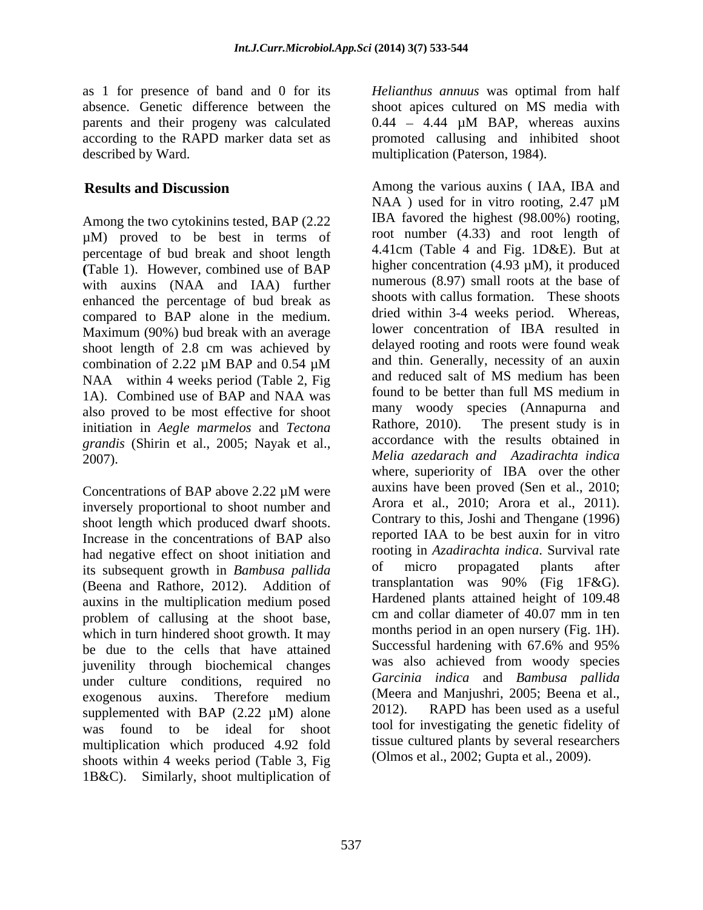as 1 for presence of band and 0 for its absence. Genetic difference between the parents and their progeny was calculated according to the RAPD marker data set as described by Ward.

## Results and Discussion

Among the two cytokinins tested, BAP (2.22 µM) proved to be best in terms of percentage of bud break and shoot length (Table 1). However, combined use of BAP with auxins (NAA and IAA) further enhanced the percentage of bud break as compared to BAP alone in the medium. Maximum (90%) bud break with an average shoot length of 2.8 cm was achieved by combination of 2.22 µM BAP and 0.54 µM NAA within 4 weeks period (Table 2, Fig 1A). Combined use of BAP and NAA was also proved to be most effective for shoot initiation in *Aegle marmelos* and *Tectona grandis* (Shirin et al., 2005; Nayak et al., 2007).

Concentrations of BAP above 2.22 µM were inversely proportional to shoot number and shoot length which produced dwarf shoots. Increase in the concentrations of BAP also had negative effect on shoot initiation and its subsequent growth in *Bambusa pallida* (Beena and Rathore, 2012). Addition of auxins in the multiplication medium posed problem of callusing at the shoot base, which in turn hindered shoot growth. It may be due to the cells that have attained juvenility through biochemical changes under culture conditions, required no exogenous auxins. Therefore medium supplemented with BAP (2.22 µM) alone was found to be ideal for shoot multiplication which produced 4.92 fold shoots within 4 weeks period (Table 3, Fig 1B&C). Similarly, shoot multiplication of *Helianthus annuus* was optimal from half shoot apices cultured on MS media with 0.44 – 4.44 µM BAP, whereas auxins promoted callusing and inhibited shoot multiplication (Paterson, 1984).

Among the various auxins ( IAA, IBA and NAA ) used for in vitro rooting, 2.47 µM IBA favored the highest (98.00%) rooting, root number (4.33) and root length of 4.41cm (Table 4 and Fig. 1D&E). But at higher concentration (4.93 µM), it produced numerous (8.97) small roots at the base of shoots with callus formation. These shoots dried within 3-4 weeks period. Whereas, lower concentration of IBA resulted in delayed rooting and roots were found weak and thin. Generally, necessity of an auxin and reduced salt of MS medium has been found to be better than full MS medium in many woody species (Annapurna and Rathore, 2010). The present study is in accordance with the results obtained in *Melia azedarach and Azadirachta indica* where, superiority of IBA over the other auxins have been proved (Sen et al., 2010; Arora et al., 2010; Arora et al., 2011). Contrary to this, Joshi and Thengane (1996) reported IAA to be best auxin for in vitro rooting in *Azadirachta indica*. Survival rate of micro propagated plants after transplantation was 90% (Fig 1F&G). Hardened plants attained height of 109.48 cm and collar diameter of 40.07 mm in ten months period in an open nursery (Fig. 1H). Successful hardening with 67.6% and 95% was also achieved from woody species *Garcinia indica* and *Bambusa pallida* (Meera and Manjushri, 2005; Beena et al., 2012). RAPD has been used as a useful tool for investigating the genetic fidelity of tissue cultured plants by several researchers (Olmos et al., 2002; Gupta et al., 2009).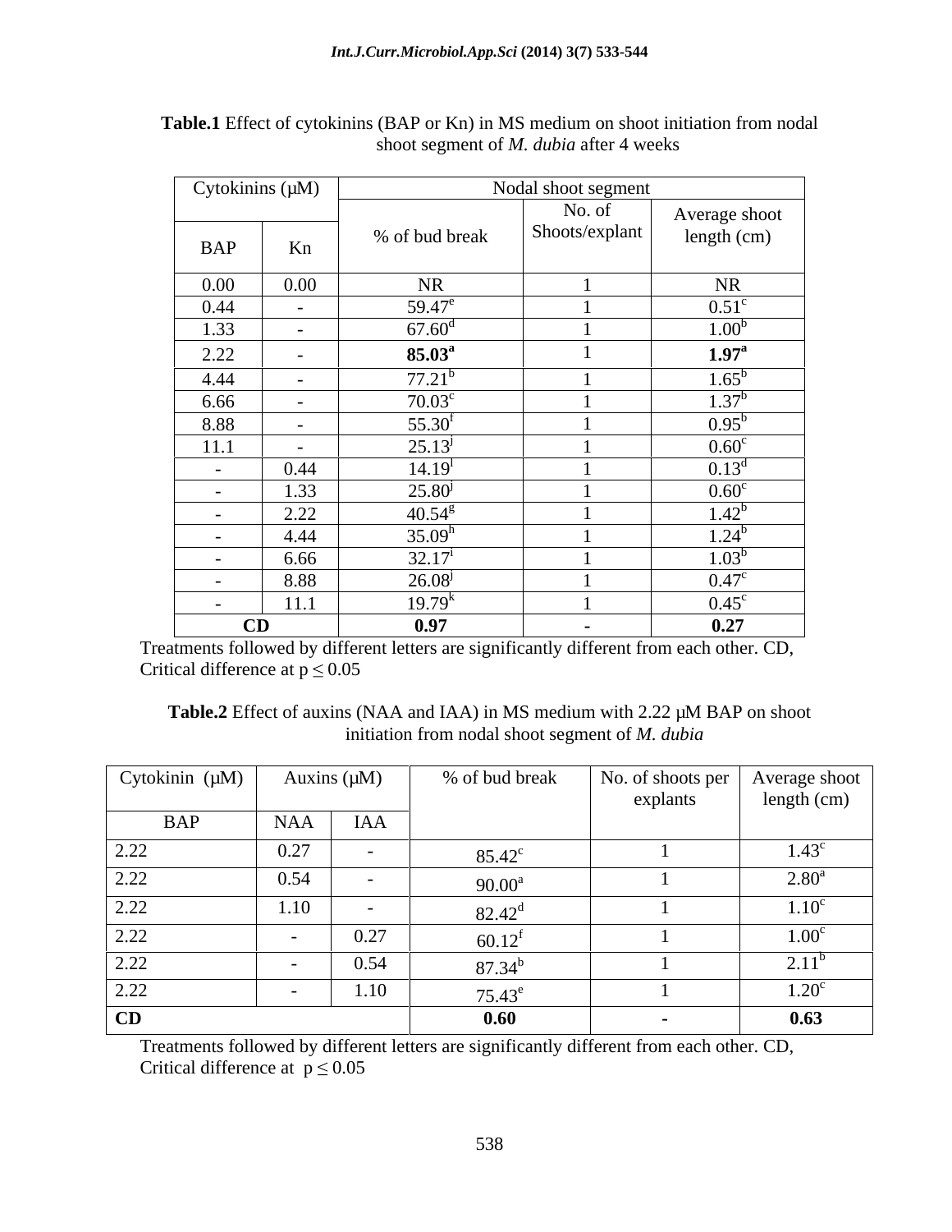**Table.1** Effect of cytokinins (BAP or Kn) in MS medium on shoot initiation from nodal shoot segment of *M. dubia* after 4 weeks

| Cytokinins (µM) | | Nodal shoot segment | | |
|---|---|---|---|---|
| BAP | Kn | % of bud break | No. of Shoots/explant | Average shoot length (cm) |
| 0.00 | 0.00 | NR | 1 | NR |
| 0.44 | - | 59.47[e] | 1 | 0.51[c] |
| 1.33 | - | 67.60[d] | 1 | 1.00[b] |
| 2.22 | - | **85.03[a]** | 1 | **1.97[a]** |
| 4.44 | - | 77.21[b] | 1 | 1.65[b] |
| 6.66 | - | 70.03[c] | 1 | 1.37[b] |
| 8.88 | - | 55.30[f] | 1 | 0.95[b] |
| 11.1 | - | 25.13[j] | 1 | 0.60[c] |
| - | 0.44 | 14.19[l] | 1 | 0.13[d] |
| - | 1.33 | 25.80[j] | 1 | 0.60[c] |
| - | 2.22 | 40.54[g] | 1 | 1.42[b] |
| - | 4.44 | 35.09[h] | 1 | 1.24[b] |
| - | 6.66 | 32.17[i] | 1 | 1.03[b] |
| - | 8.88 | 26.08[j] | 1 | 0.47[c] |
| - | 11.1 | 19.79[k] | 1 | 0.45[c] |
| **CD** | | **0.97** | **-** | **0.27** |

Treatments followed by different letters are significantly different from each other. CD, Critical difference at $p \leq 0.05$

**Table.2** Effect of auxins (NAA and IAA) in MS medium with 2.22 µM BAP on shoot initiation from nodal shoot segment of *M. dubia*

| Cytokinin (µM) | Auxins (µM) | | % of bud break | No. of shoots per explants | Average shoot length (cm) |
|---|---|---|---|---|---|
| BAP | NAA | IAA | | | |
| 2.22 | 0.27 | - | 85.42[c] | 1 | 1.43[c] |
| 2.22 | 0.54 | - | 90.00[a] | 1 | 2.80[a] |
| 2.22 | 1.10 | - | 82.42[d] | 1 | 1.10[c] |
| 2.22 | - | 0.27 | 60.12[f] | 1 | 1.00[c] |
| 2.22 | - | 0.54 | 87.34[b] | 1 | 2.11[b] |
| 2.22 | - | 1.10 | 75.43[e] | 1 | 1.20[c] |
| **CD** | | | **0.60** | **-** | **0.63** |

Treatments followed by different letters are significantly different from each other. CD, Critical difference at $p \leq 0.05$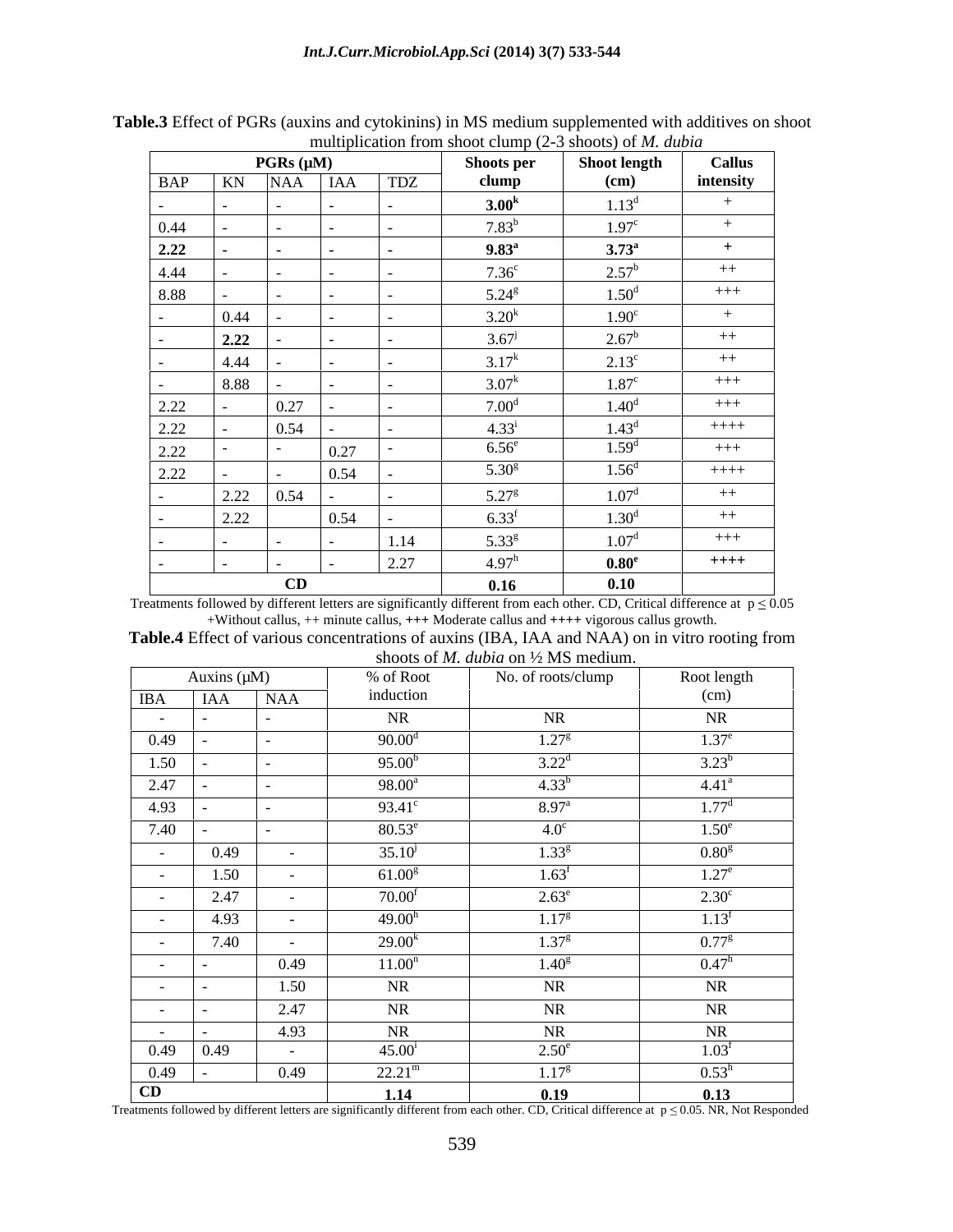**Table.3** Effect of PGRs (auxins and cytokinins) in MS medium supplemented with additives on shoot multiplication from shoot clump (2-3 shoots) of *M. dubia*

| PGRs (µM) | | | | | Shoots per clump | Shoot length (cm) | Callus intensity |
|---|---|---|---|---|---|---|---|
| BAP | KN | NAA | IAA | TDZ | | | |
| - | - | - | - | - | **3.00$^{k}$** | 1.13$^{d}$ | + |
| 0.44 | - | - | - | - | 7.83$^{b}$ | 1.97$^{c}$ | + |
| **2.22** | **-** | **-** | **-** | **-** | **9.83$^{a}$** | **3.73$^{a}$** | **+** |
| 4.44 | - | - | - | - | 7.36$^{c}$ | 2.57$^{b}$ | ++ |
| 8.88 | - | - | - | - | 5.24$^{g}$ | 1.50$^{d}$ | +++ |
| - | 0.44 | - | - | - | 3.20$^{k}$ | 1.90$^{c}$ | + |
| - | **2.22** | - | - | - | 3.67$^{j}$ | 2.67$^{b}$ | ++ |
| - | 4.44 | - | - | - | 3.17$^{k}$ | 2.13$^{c}$ | ++ |
| - | 8.88 | - | - | - | 3.07$^{k}$ | 1.87$^{c}$ | +++ |
| 2.22 | - | 0.27 | - | - | 7.00$^{d}$ | 1.40$^{d}$ | +++ |
| 2.22 | - | 0.54 | - | - | 4.33$^{i}$ | 1.43$^{d}$ | ++++ |
| 2.22 | - | - | 0.27 | - | 6.56$^{e}$ | 1.59$^{d}$ | +++ |
| 2.22 | - | - | 0.54 | - | 5.30$^{g}$ | 1.56$^{d}$ | ++++ |
| - | 2.22 | 0.54 | - | - | 5.27$^{g}$ | 1.07$^{d}$ | ++ |
| - | 2.22 | | 0.54 | - | 6.33$^{f}$ | 1.30$^{d}$ | ++ |
| - | - | - | - | 1.14 | 5.33$^{g}$ | 1.07$^{d}$ | +++ |
| - | - | - | - | 2.27 | 4.97$^{h}$ | **0.80$^{e}$** | **++++** |
| **CD** | | | | | **0.16** | **0.10** | |

Treatments followed by different letters are significantly different from each other. CD, Critical difference at $p \leq 0.05$
+Without callus, ++ minute callus, +++ Moderate callus and ++++ vigorous callus growth.

**Table.4** Effect of various concentrations of auxins (IBA, IAA and NAA) on in vitro rooting from shoots of *M. dubia* on ½ MS medium.

| Auxins (µM) | | | % of Root induction | No. of roots/clump | Root length (cm) |
|---|---|---|---|---|---|
| IBA | IAA | NAA | | | |
| - | - | - | NR | NR | NR |
| 0.49 | - | - | 90.00$^{d}$ | 1.27$^{g}$ | 1.37$^{e}$ |
| 1.50 | - | - | 95.00$^{b}$ | 3.22$^{d}$ | 3.23$^{b}$ |
| 2.47 | - | - | 98.00$^{a}$ | 4.33$^{b}$ | 4.41$^{a}$ |
| 4.93 | - | - | 93.41$^{c}$ | 8.97$^{a}$ | 1.77$^{d}$ |
| 7.40 | - | - | 80.53$^{e}$ | 4.0$^{c}$ | 1.50$^{e}$ |
| - | 0.49 | - | 35.10$^{j}$ | 1.33$^{g}$ | 0.80$^{g}$ |
| - | 1.50 | - | 61.00$^{g}$ | 1.63$^{f}$ | 1.27$^{e}$ |
| - | 2.47 | - | 70.00$^{f}$ | 2.63$^{e}$ | 2.30$^{c}$ |
| - | 4.93 | - | 49.00$^{h}$ | 1.17$^{g}$ | 1.13$^{f}$ |
| - | 7.40 | - | 29.00$^{k}$ | 1.37$^{g}$ | 0.77$^{g}$ |
| - | - | 0.49 | 11.00$^{n}$ | 1.40$^{g}$ | 0.47$^{h}$ |
| - | - | 1.50 | NR | NR | NR |
| - | - | 2.47 | NR | NR | NR |
| - | - | 4.93 | NR | NR | NR |
| 0.49 | 0.49 | - | 45.00$^{i}$ | 2.50$^{e}$ | 1.03$^{f}$ |
| 0.49 | - | 0.49 | 22.21$^{m}$ | 1.17$^{g}$ | 0.53$^{h}$ |
| **CD** | | | **1.14** | **0.19** | **0.13** |

Treatments followed by different letters are significantly different from each other. CD, Critical difference at $p \leq 0.05$. NR, Not Responded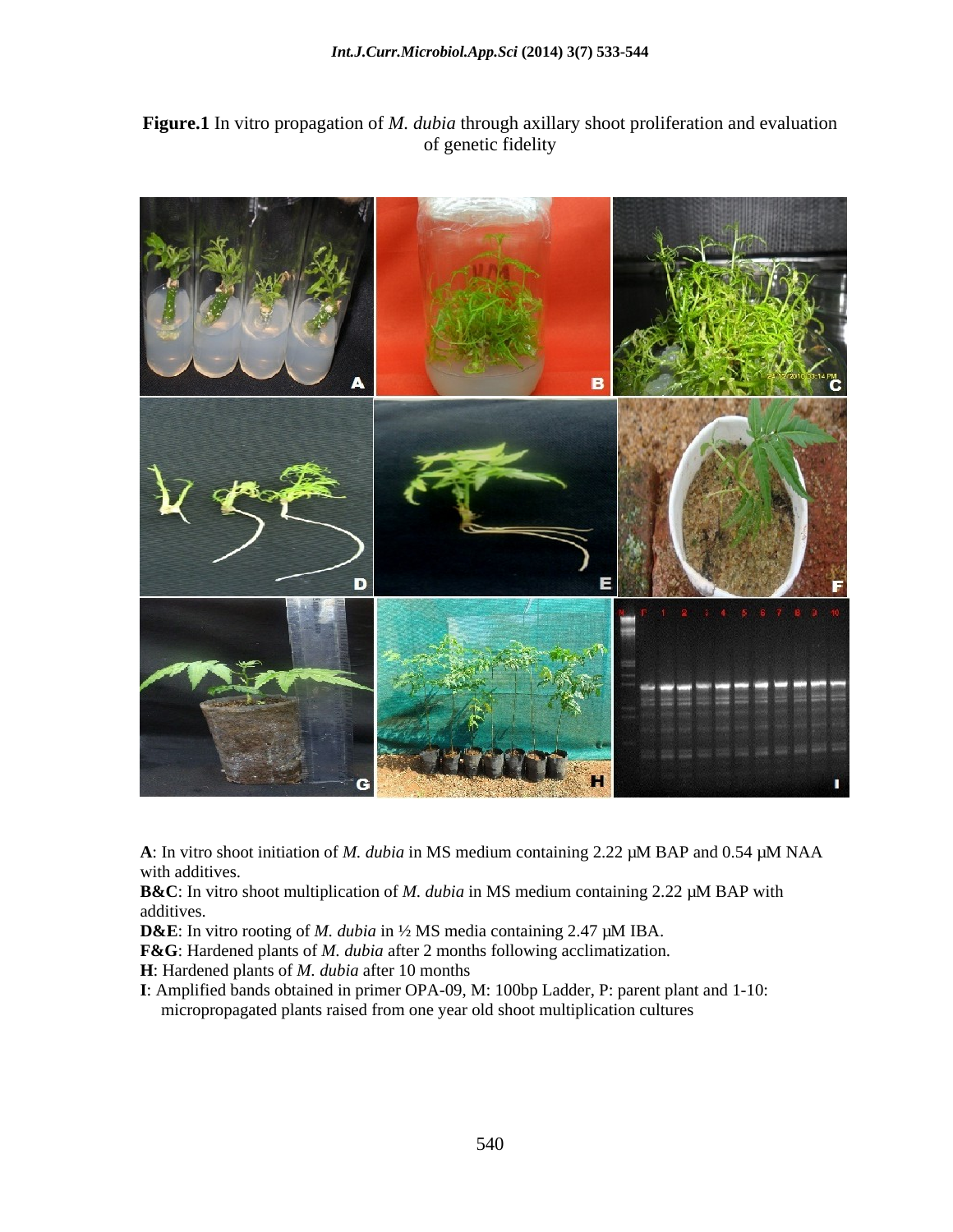**Figure.1** In vitro propagation of *M. dubia* through axillary shoot proliferation and evaluation of genetic fidelity

**A**: In vitro shoot initiation of *M. dubia* in MS medium containing 2.22 µM BAP and 0.54 µM NAA with additives.

**B&C**: In vitro shoot multiplication of *M. dubia* in MS medium containing 2.22 µM BAP with additives.

**D&E**: In vitro rooting of *M. dubia* in ½ MS media containing 2.47 µM IBA.

**F&G**: Hardened plants of *M. dubia* after 2 months following acclimatization.

**H**: Hardened plants of *M. dubia* after 10 months

**I**: Amplified bands obtained in primer OPA-09, M: 100bp Ladder, P: parent plant and 1-10: micropropagated plants raised from one year old shoot multiplication cultures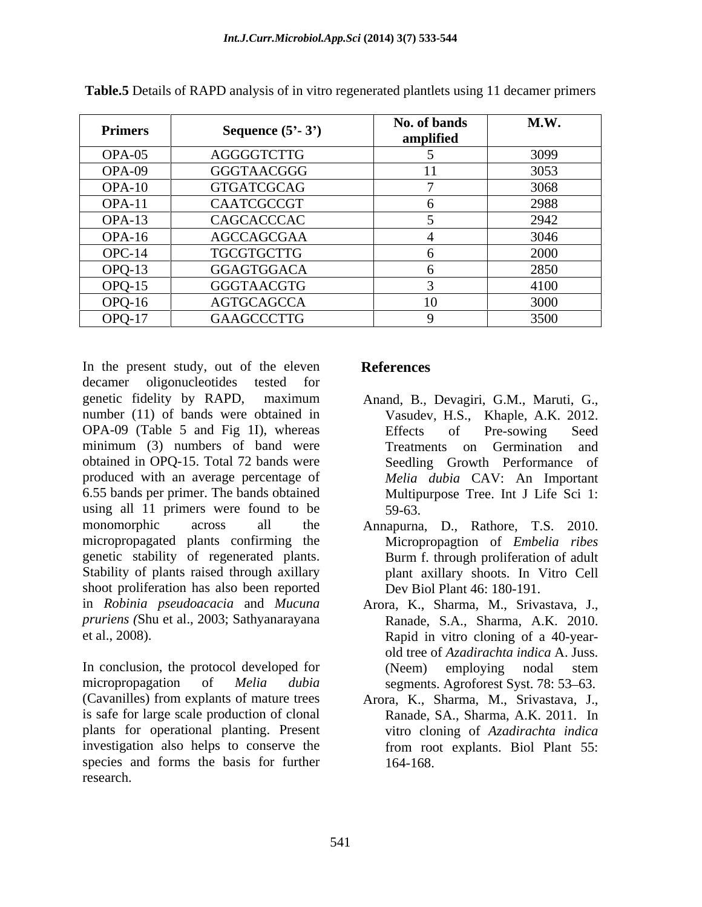**Table.5** Details of RAPD analysis of in vitro regenerated plantlets using 11 decamer primers

| Primers | Sequence (5'- 3') | No. of bands amplified | M.W. |
|---|---|---|---|
| OPA-05 | AGGGGTCTTG | 5 | 3099 |
| OPA-09 | GGGTAACGGG | 11 | 3053 |
| OPA-10 | GTGATCGCAG | 7 | 3068 |
| OPA-11 | CAATCGCCGT | 6 | 2988 |
| OPA-13 | CAGCACCCAC | 5 | 2942 |
| OPA-16 | AGCCAGCGAA | 4 | 3046 |
| OPC-14 | TGCGTGCTTG | 6 | 2000 |
| OPQ-13 | GGAGTGGACA | 6 | 2850 |
| OPQ-15 | GGGTAACGTG | 3 | 4100 |
| OPQ-16 | AGTGCAGCCA | 10 | 3000 |
| OPQ-17 | GAAGCCCTTG | 9 | 3500 |

In the present study, out of the eleven decamer oligonucleotides tested for genetic fidelity by RAPD, maximum number (11) of bands were obtained in OPA-09 (Table 5 and Fig 1I), whereas minimum (3) numbers of band were obtained in OPQ-15. Total 72 bands were produced with an average percentage of 6.55 bands per primer. The bands obtained using all 11 primers were found to be monomorphic across all the micropropagated plants confirming the genetic stability of regenerated plants. Stability of plants raised through axillary shoot proliferation has also been reported in *Robinia pseudoacacia* and *Mucuna pruriens (*Shu et al., 2003; Sathyanarayana et al., 2008).

In conclusion, the protocol developed for micropropagation of *Melia dubia* (Cavanilles) from explants of mature trees is safe for large scale production of clonal plants for operational planting. Present investigation also helps to conserve the species and forms the basis for further research.

## References

Anand, B., Devagiri, G.M., Maruti, G., Vasudev, H.S., Khaple, A.K. 2012. Effects of Pre-sowing Seed Treatments on Germination and Seedling Growth Performance of *Melia dubia* CAV: An Important Multipurpose Tree. Int J Life Sci 1: 59-63.

Annapurna, D., Rathore, T.S. 2010. Micropropagtion of *Embelia ribes* Burm f. through proliferation of adult plant axillary shoots. In Vitro Cell Dev Biol Plant 46: 180-191.

Arora, K., Sharma, M., Srivastava, J., Ranade, S.A., Sharma, A.K. 2010. Rapid in vitro cloning of a 40-year-old tree of *Azadirachta indica* A. Juss. (Neem) employing nodal stem segments. Agroforest Syst. 78: 53–63.

Arora, K., Sharma, M., Srivastava, J., Ranade, SA., Sharma, A.K. 2011. In vitro cloning of *Azadirachta indica* from root explants. Biol Plant 55: 164-168.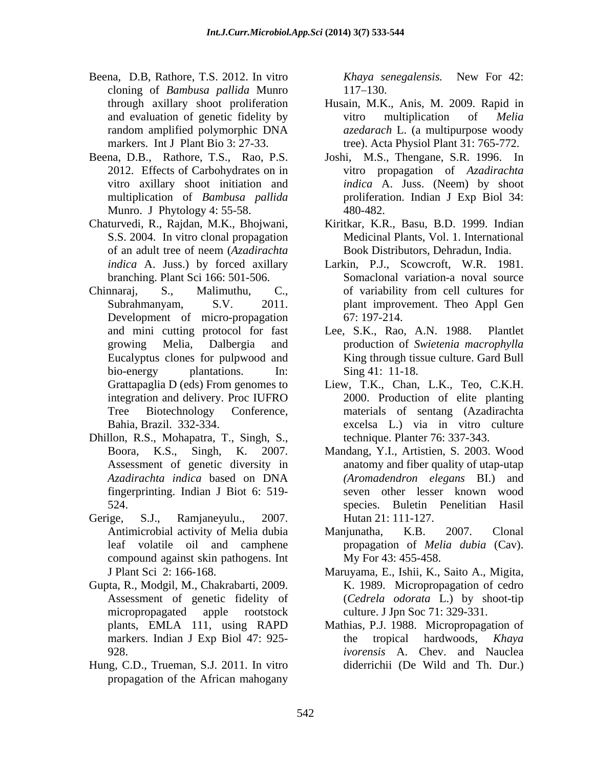Beena, D.B, Rathore, T.S. 2012. In vitro cloning of *Bambusa pallida* Munro through axillary shoot proliferation and evaluation of genetic fidelity by random amplified polymorphic DNA markers. Int J Plant Bio 3: 27-33.

Beena, D.B., Rathore, T.S., Rao, P.S. 2012. Effects of Carbohydrates on in vitro axillary shoot initiation and multiplication of *Bambusa pallida* Munro. J Phytology 4: 55-58.

Chaturvedi, R., Rajdan, M.K., Bhojwani, S.S. 2004. In vitro clonal propagation of an adult tree of neem (*Azadirachta indica* A. Juss.) by forced axillary branching. Plant Sci 166: 501-506.

Chinnaraj, S., Malimuthu, C., Subrahmanyam, S.V. 2011. Development of micro-propagation and mini cutting protocol for fast growing Melia, Dalbergia and Eucalyptus clones for pulpwood and bio-energy plantations. In: Grattapaglia D (eds) From genomes to integration and delivery. Proc IUFRO Tree Biotechnology Conference, Bahia, Brazil. 332-334.

Dhillon, R.S., Mohapatra, T., Singh, S., Boora, K.S., Singh, K. 2007. Assessment of genetic diversity in *Azadirachta indica* based on DNA fingerprinting. Indian J Biot 6: 519-524.

Gerige, S.J., Ramjaneyulu., 2007. Antimicrobial activity of Melia dubia leaf volatile oil and camphene compound against skin pathogens. Int J Plant Sci 2: 166-168.

Gupta, R., Modgil, M., Chakrabarti, 2009. Assessment of genetic fidelity of micropropagated apple rootstock plants, EMLA 111, using RAPD markers. Indian J Exp Biol 47: 925-928.

Hung, C.D., Trueman, S.J. 2011. In vitro propagation of the African mahogany *Khaya senegalensis.* New For 42: 117–130.

Husain, M.K., Anis, M. 2009. Rapid in vitro multiplication of *Melia azedarach* L. (a multipurpose woody tree). Acta Physiol Plant 31: 765-772.

Joshi, M.S., Thengane, S.R. 1996. In vitro propagation of *Azadirachta indica* A. Juss. (Neem) by shoot proliferation. Indian J Exp Biol 34: 480-482.

Kiritkar, K.R., Basu, B.D. 1999. Indian Medicinal Plants, Vol. 1. International Book Distributors, Dehradun, India.

Larkin, P.J., Scowcroft, W.R. 1981. Somaclonal variation-a noval source of variability from cell cultures for plant improvement. Theo Appl Gen 67: 197-214.

Lee, S.K., Rao, A.N. 1988. Plantlet production of *Swietenia macrophylla* King through tissue culture. Gard Bull Sing 41: 11-18.

Liew, T.K., Chan, L.K., Teo, C.K.H. 2000. Production of elite planting materials of sentang (Azadirachta excelsa L.) via in vitro culture technique. Planter 76: 337-343.

Mandang, Y.I., Artistien, S. 2003. Wood anatomy and fiber quality of utap-utap *(Aromadendron elegans* BI.) and seven other lesser known wood species. Buletin Penelitian Hasil Hutan 21: 111-127.

Manjunatha, K.B. 2007. Clonal propagation of *Melia dubia* (Cav). My For 43: 455-458.

Maruyama, E., Ishii, K., Saito A., Migita, K. 1989. Micropropagation of cedro (*Cedrela odorata* L.) by shoot-tip culture. J Jpn Soc 71: 329-331.

Mathias, P.J. 1988. Micropropagation of the tropical hardwoods, *Khaya ivorensis* A. Chev. and Nauclea diderrichii (De Wild and Th. Dur.)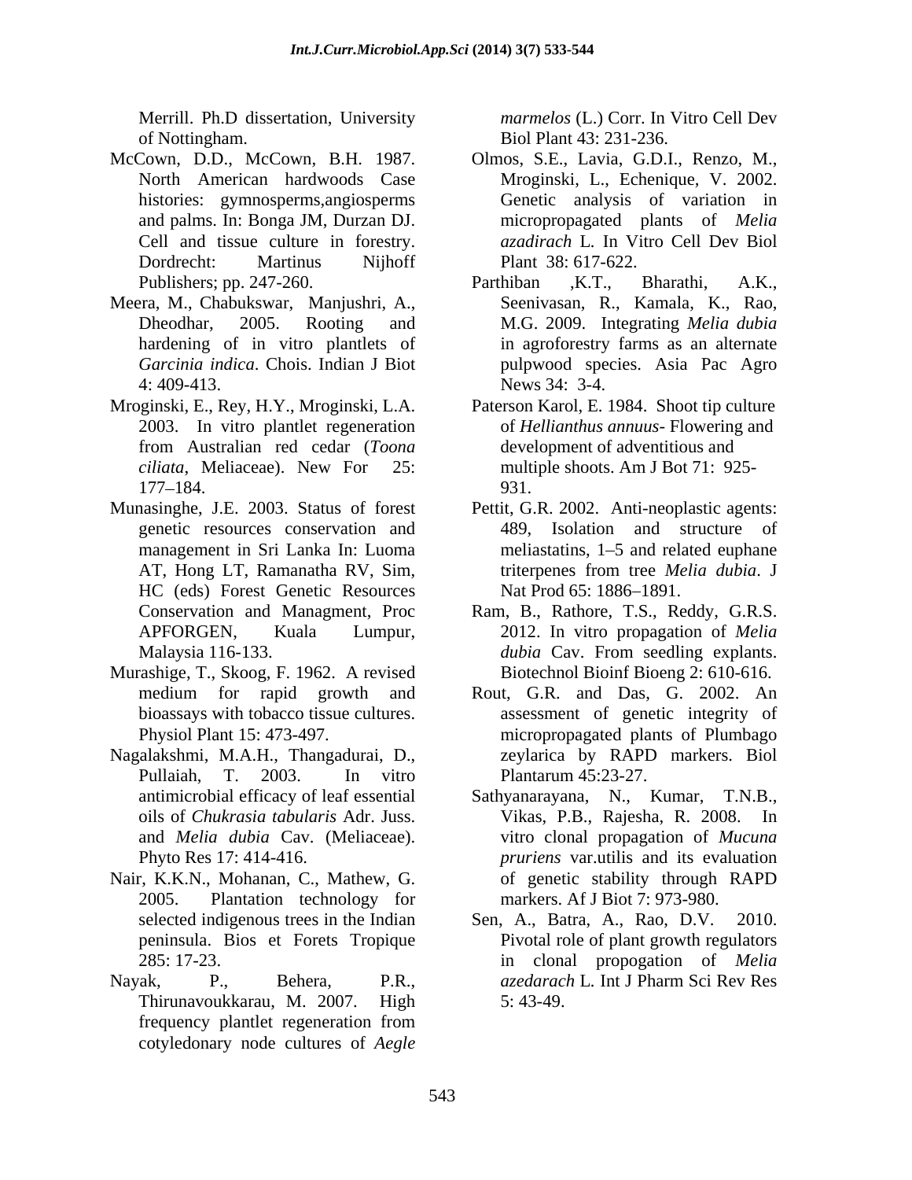Merrill. Ph.D dissertation, University of Nottingham.

McCown, D.D., McCown, B.H. 1987. North American hardwoods Case histories: gymnosperms,angiosperms and palms. In: Bonga JM, Durzan DJ. Cell and tissue culture in forestry. Dordrecht: Martinus Nijhoff Publishers; pp. 247-260.

Meera, M., Chabukswar, Manjushri, A., Dheodhar, 2005. Rooting and hardening of in vitro plantlets of *Garcinia indica*. Chois. Indian J Biot 4: 409-413.

Mroginski, E., Rey, H.Y., Mroginski, L.A. 2003. In vitro plantlet regeneration from Australian red cedar (*Toona ciliata*, Meliaceae). New For 25: 177–184.

Munasinghe, J.E. 2003. Status of forest genetic resources conservation and management in Sri Lanka In: Luoma AT, Hong LT, Ramanatha RV, Sim, HC (eds) Forest Genetic Resources Conservation and Managment, Proc APFORGEN, Kuala Lumpur, Malaysia 116-133.

Murashige, T., Skoog, F. 1962. A revised medium for rapid growth and bioassays with tobacco tissue cultures. Physiol Plant 15: 473-497.

Nagalakshmi, M.A.H., Thangadurai, D., Pullaiah, T. 2003. In vitro antimicrobial efficacy of leaf essential oils of *Chukrasia tabularis* Adr. Juss. and *Melia dubia* Cav. (Meliaceae). Phyto Res 17: 414-416.

Nair, K.K.N., Mohanan, C., Mathew, G. 2005. Plantation technology for selected indigenous trees in the Indian peninsula. Bios et Forets Tropique 285: 17-23.

Nayak, P., Behera, P.R., Thirunavoukkarau, M. 2007. High frequency plantlet regeneration from cotyledonary node cultures of *Aegle marmelos* (L.) Corr. In Vitro Cell Dev Biol Plant 43: 231-236.

Olmos, S.E., Lavia, G.D.I., Renzo, M., Mroginski, L., Echenique, V. 2002. Genetic analysis of variation in micropropagated plants of *Melia azadirach* L. In Vitro Cell Dev Biol Plant 38: 617-622.

Parthiban ,K.T., Bharathi, A.K., Seenivasan, R., Kamala, K., Rao, M.G. 2009. Integrating *Melia dubia* in agroforestry farms as an alternate pulpwood species. Asia Pac Agro News 34: 3-4.

Paterson Karol, E. 1984. Shoot tip culture of *Hellianthus annuus*- Flowering and development of adventitious and multiple shoots. Am J Bot 71: 925-931.

Pettit, G.R. 2002. Anti-neoplastic agents: 489, Isolation and structure of meliastatins, 1–5 and related euphane triterpenes from tree *Melia dubia*. J Nat Prod 65: 1886–1891.

Ram, B., Rathore, T.S., Reddy, G.R.S. 2012. In vitro propagation of *Melia dubia* Cav. From seedling explants. Biotechnol Bioinf Bioeng 2: 610-616.

Rout, G.R. and Das, G. 2002. An assessment of genetic integrity of micropropagated plants of Plumbago zeylarica by RAPD markers. Biol Plantarum 45:23-27.

Sathyanarayana, N., Kumar, T.N.B., Vikas, P.B., Rajesha, R. 2008. In vitro clonal propagation of *Mucuna pruriens* var.utilis and its evaluation of genetic stability through RAPD markers. Af J Biot 7: 973-980.

Sen, A., Batra, A., Rao, D.V. 2010. Pivotal role of plant growth regulators in clonal propogation of *Melia azedarach* L. Int J Pharm Sci Rev Res 5: 43-49.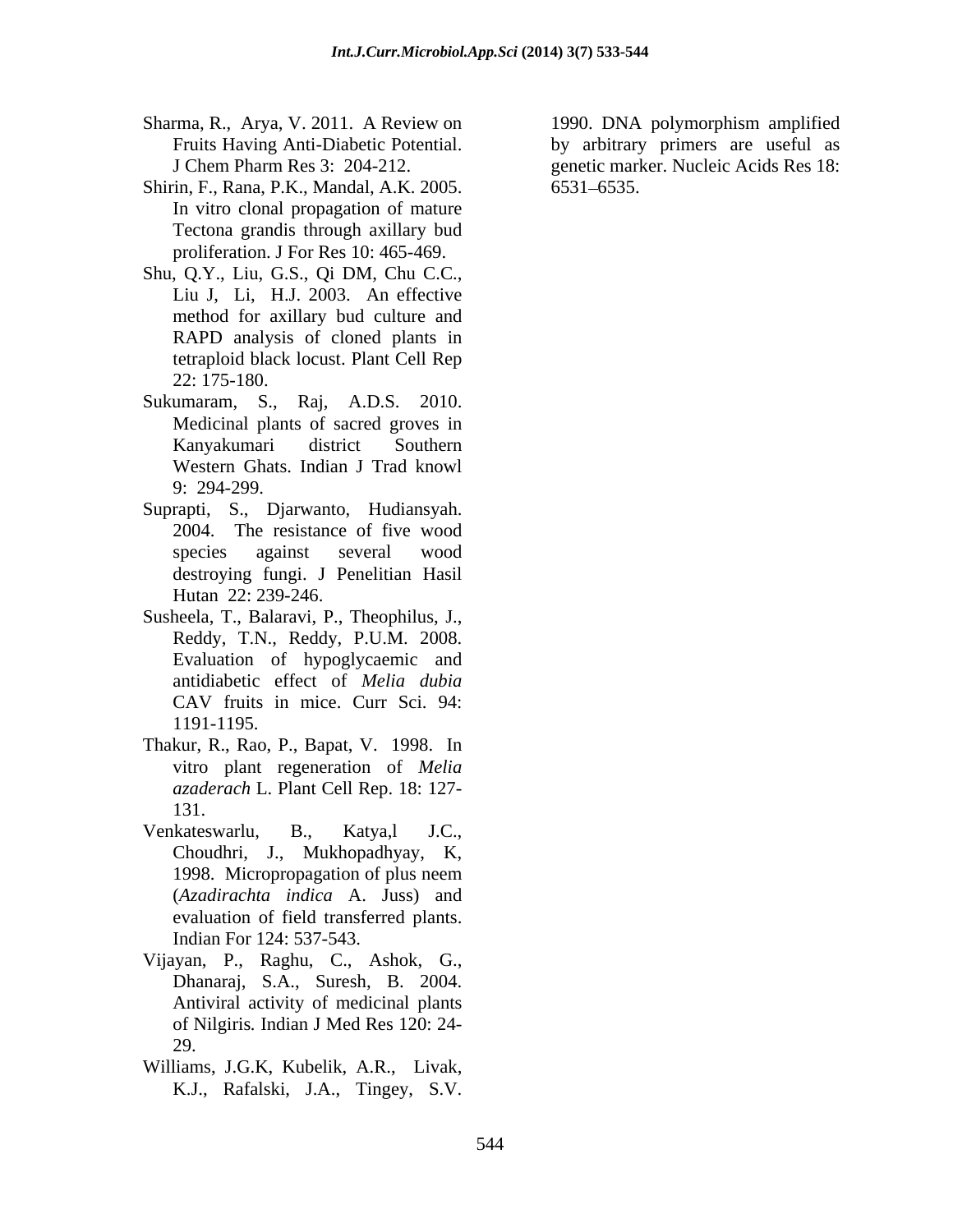Sharma, R., Arya, V. 2011. A Review on Fruits Having Anti-Diabetic Potential. J Chem Pharm Res 3: 204-212.

Shirin, F., Rana, P.K., Mandal, A.K. 2005. In vitro clonal propagation of mature Tectona grandis through axillary bud proliferation. J For Res 10: 465-469.

Shu, Q.Y., Liu, G.S., Qi DM, Chu C.C., Liu J, Li, H.J. 2003. An effective method for axillary bud culture and RAPD analysis of cloned plants in tetraploid black locust. Plant Cell Rep 22: 175-180.

Sukumaram, S., Raj, A.D.S. 2010. Medicinal plants of sacred groves in Kanyakumari district Southern Western Ghats. Indian J Trad knowl 9: 294-299.

Suprapti, S., Djarwanto, Hudiansyah. 2004. The resistance of five wood species against several wood destroying fungi. J Penelitian Hasil Hutan 22: 239-246.

Susheela, T., Balaravi, P., Theophilus, J., Reddy, T.N., Reddy, P.U.M. 2008. Evaluation of hypoglycaemic and antidiabetic effect of *Melia dubia* CAV fruits in mice. Curr Sci. 94: 1191-1195.

Thakur, R., Rao, P., Bapat, V. 1998. In vitro plant regeneration of *Melia azaderach* L. Plant Cell Rep. 18: 127-131.

Venkateswarlu, B., Katya,l J.C., Choudhri, J., Mukhopadhyay, K, 1998. Micropropagation of plus neem (*Azadirachta indica* A. Juss) and evaluation of field transferred plants. Indian For 124: 537-543.

Vijayan, P., Raghu, C., Ashok, G., Dhanaraj, S.A., Suresh, B. 2004. Antiviral activity of medicinal plants of Nilgiris. Indian J Med Res 120: 24-29.

Williams, J.G.K, Kubelik, A.R., Livak, K.J., Rafalski, J.A., Tingey, S.V. 1990. DNA polymorphism amplified by arbitrary primers are useful as genetic marker. Nucleic Acids Res 18: 6531–6535.